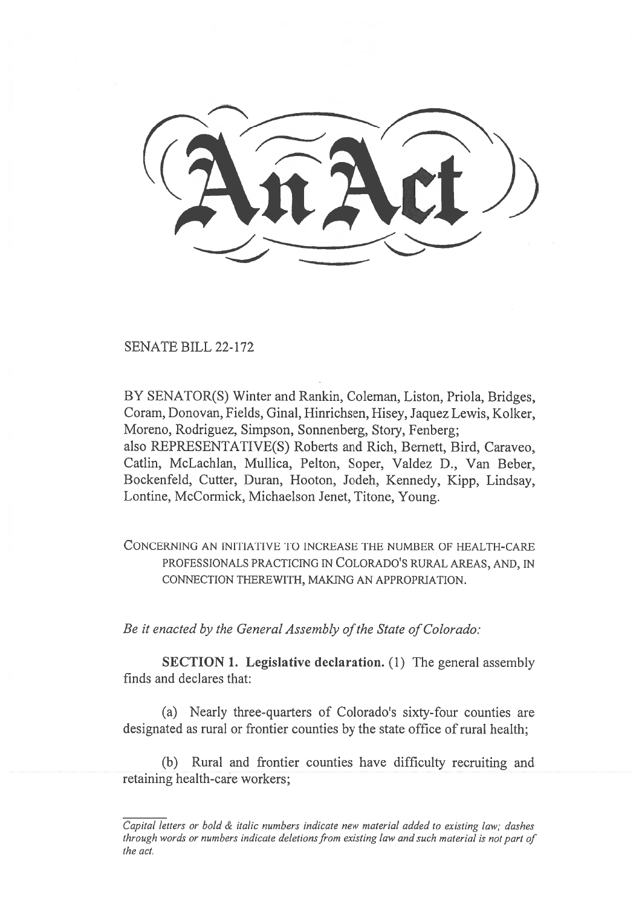# An Act

SENATE BILL 22-172

BY SENATOR(S) Winter and Rankin, Coleman, Liston, Priola, Bridges, Coram, Donovan, Fields, Ginal, Hinrichsen, Hisey, Jaquez Lewis, Kolker, Moreno, Rodriguez, Simpson, Sonnenberg, Story, Fenberg;
also REPRESENTATIVE(S) Roberts and Rich, Bernett, Bird, Caraveo, Catlin, McLachlan, Mullica, Pelton, Soper, Valdez D., Van Beber, Bockenfeld, Cutter, Duran, Hooton, Jodeh, Kennedy, Kipp, Lindsay, Lontine, McCormick, Michaelson Jenet, Titone, Young.

CONCERNING AN INITIATIVE TO INCREASE THE NUMBER OF HEALTH-CARE PROFESSIONALS PRACTICING IN COLORADO'S RURAL AREAS, AND, IN CONNECTION THEREWITH, MAKING AN APPROPRIATION.

*Be it enacted by the General Assembly of the State of Colorado:*

**SECTION 1. Legislative declaration.** (1) The general assembly finds and declares that:

(a) Nearly three-quarters of Colorado's sixty-four counties are designated as rural or frontier counties by the state office of rural health;

(b) Rural and frontier counties have difficulty recruiting and retaining health-care workers;

*Capital letters or bold & italic numbers indicate new material added to existing law; dashes through words or numbers indicate deletions from existing law and such material is not part of the act.*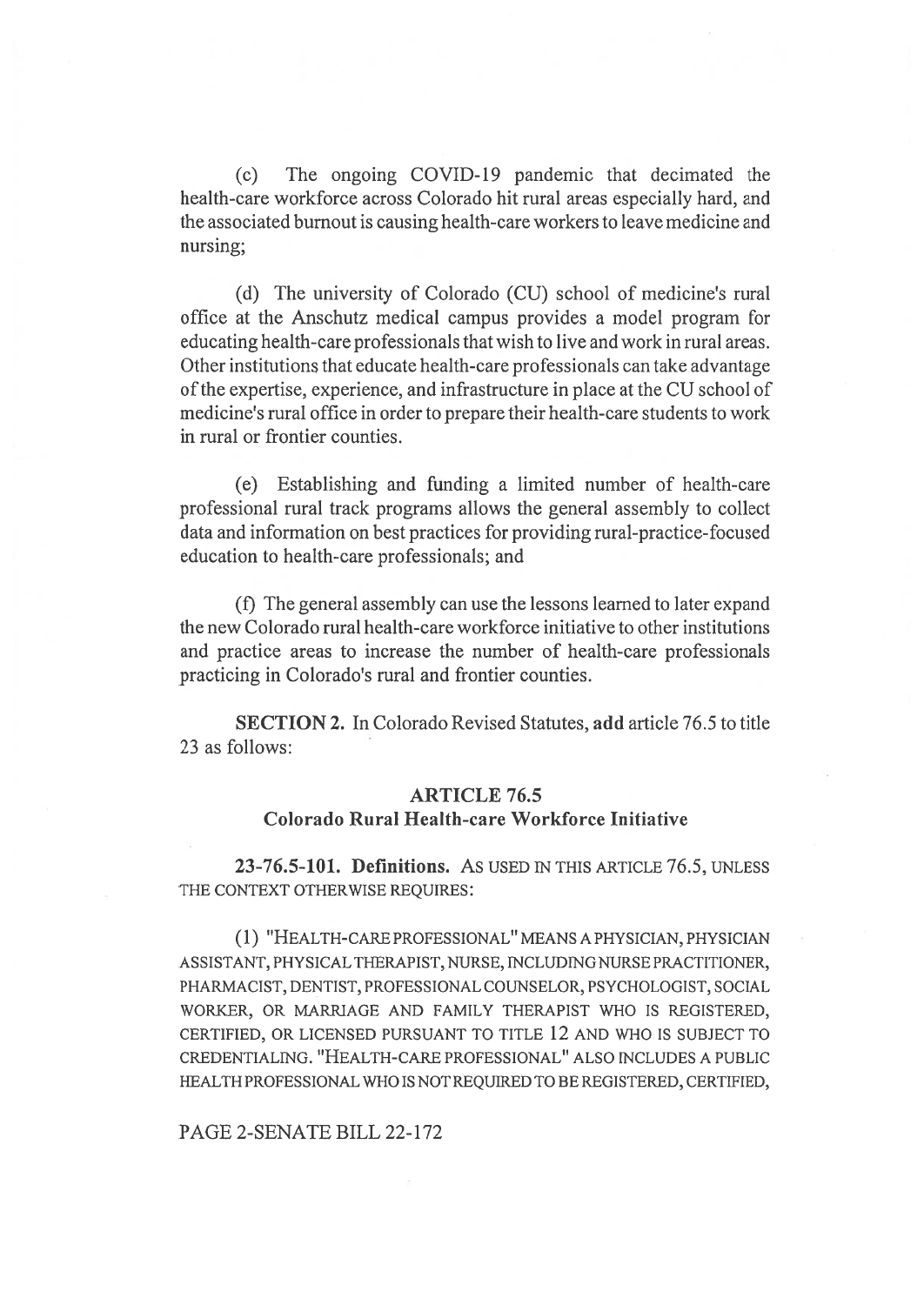(c) The ongoing COVID-19 pandemic that decimated the health-care workforce across Colorado hit rural areas especially hard, and the associated burnout is causing health-care workers to leave medicine and nursing;

(d) The university of Colorado (CU) school of medicine's rural office at the Anschutz medical campus provides a model program for educating health-care professionals that wish to live and work in rural areas. Other institutions that educate health-care professionals can take advantage of the expertise, experience, and infrastructure in place at the CU school of medicine's rural office in order to prepare their health-care students to work in rural or frontier counties.

(e) Establishing and funding a limited number of health-care professional rural track programs allows the general assembly to collect data and information on best practices for providing rural-practice-focused education to health-care professionals; and

(f) The general assembly can use the lessons learned to later expand the new Colorado rural health-care workforce initiative to other institutions and practice areas to increase the number of health-care professionals practicing in Colorado's rural and frontier counties.

**SECTION 2.** In Colorado Revised Statutes, **add** article 76.5 to title 23 as follows:

## ARTICLE 76.5
## Colorado Rural Health-care Workforce Initiative

**23-76.5-101. Definitions.** AS USED IN THIS ARTICLE 76.5, UNLESS THE CONTEXT OTHERWISE REQUIRES:

(1) "HEALTH-CARE PROFESSIONAL" MEANS A PHYSICIAN, PHYSICIAN ASSISTANT, PHYSICAL THERAPIST, NURSE, INCLUDING NURSE PRACTITIONER, PHARMACIST, DENTIST, PROFESSIONAL COUNSELOR, PSYCHOLOGIST, SOCIAL WORKER, OR MARRIAGE AND FAMILY THERAPIST WHO IS REGISTERED, CERTIFIED, OR LICENSED PURSUANT TO TITLE 12 AND WHO IS SUBJECT TO CREDENTIALING. "HEALTH-CARE PROFESSIONAL" ALSO INCLUDES A PUBLIC HEALTH PROFESSIONAL WHO IS NOT REQUIRED TO BE REGISTERED, CERTIFIED,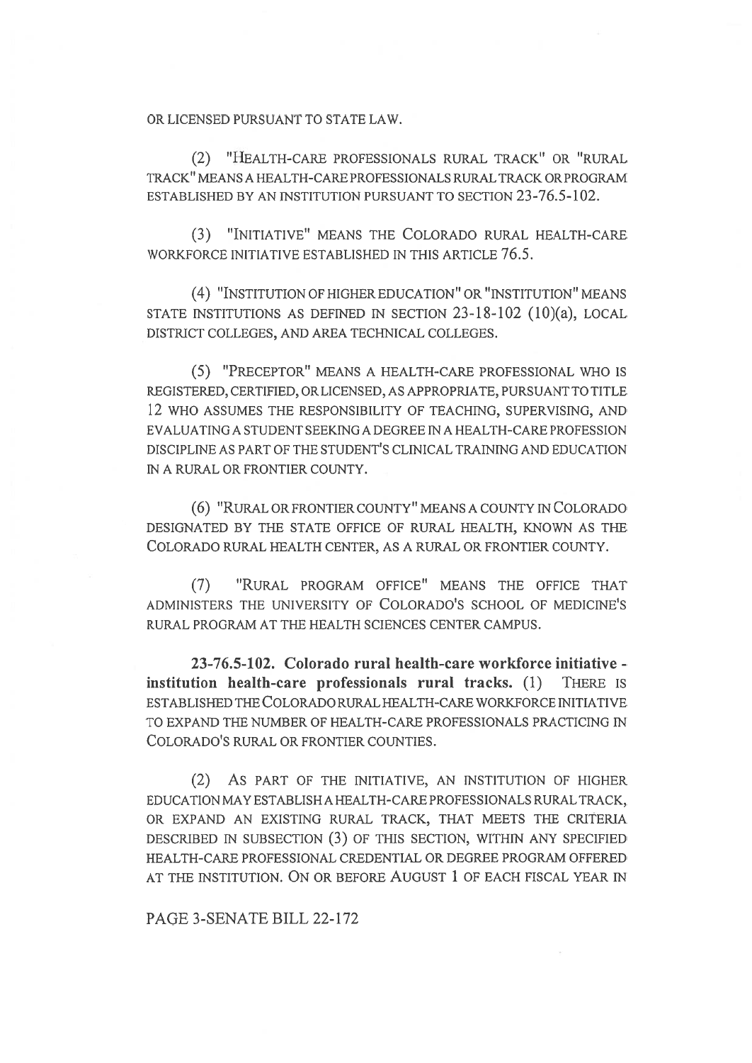OR LICENSED PURSUANT TO STATE LAW.

(2) "HEALTH-CARE PROFESSIONALS RURAL TRACK" OR "RURAL TRACK" MEANS A HEALTH-CARE PROFESSIONALS RURAL TRACK OR PROGRAM ESTABLISHED BY AN INSTITUTION PURSUANT TO SECTION 23-76.5-102.

(3) "INITIATIVE" MEANS THE COLORADO RURAL HEALTH-CARE WORKFORCE INITIATIVE ESTABLISHED IN THIS ARTICLE 76.5.

(4) "INSTITUTION OF HIGHER EDUCATION" OR "INSTITUTION" MEANS STATE INSTITUTIONS AS DEFINED IN SECTION 23-18-102 (10)(a), LOCAL DISTRICT COLLEGES, AND AREA TECHNICAL COLLEGES.

(5) "PRECEPTOR" MEANS A HEALTH-CARE PROFESSIONAL WHO IS REGISTERED, CERTIFIED, OR LICENSED, AS APPROPRIATE, PURSUANT TO TITLE 12 WHO ASSUMES THE RESPONSIBILITY OF TEACHING, SUPERVISING, AND EVALUATING A STUDENT SEEKING A DEGREE IN A HEALTH-CARE PROFESSION DISCIPLINE AS PART OF THE STUDENT'S CLINICAL TRAINING AND EDUCATION IN A RURAL OR FRONTIER COUNTY.

(6) "RURAL OR FRONTIER COUNTY" MEANS A COUNTY IN COLORADO DESIGNATED BY THE STATE OFFICE OF RURAL HEALTH, KNOWN AS THE COLORADO RURAL HEALTH CENTER, AS A RURAL OR FRONTIER COUNTY.

(7) "RURAL PROGRAM OFFICE" MEANS THE OFFICE THAT ADMINISTERS THE UNIVERSITY OF COLORADO'S SCHOOL OF MEDICINE'S RURAL PROGRAM AT THE HEALTH SCIENCES CENTER CAMPUS.

**23-76.5-102. Colorado rural health-care workforce initiative - institution health-care professionals rural tracks.** (1) THERE IS ESTABLISHED THE COLORADO RURAL HEALTH-CARE WORKFORCE INITIATIVE TO EXPAND THE NUMBER OF HEALTH-CARE PROFESSIONALS PRACTICING IN COLORADO'S RURAL OR FRONTIER COUNTIES.

(2) AS PART OF THE INITIATIVE, AN INSTITUTION OF HIGHER EDUCATION MAY ESTABLISH A HEALTH-CARE PROFESSIONALS RURAL TRACK, OR EXPAND AN EXISTING RURAL TRACK, THAT MEETS THE CRITERIA DESCRIBED IN SUBSECTION (3) OF THIS SECTION, WITHIN ANY SPECIFIED HEALTH-CARE PROFESSIONAL CREDENTIAL OR DEGREE PROGRAM OFFERED AT THE INSTITUTION. ON OR BEFORE AUGUST 1 OF EACH FISCAL YEAR IN

PAGE 3-SENATE BILL 22-172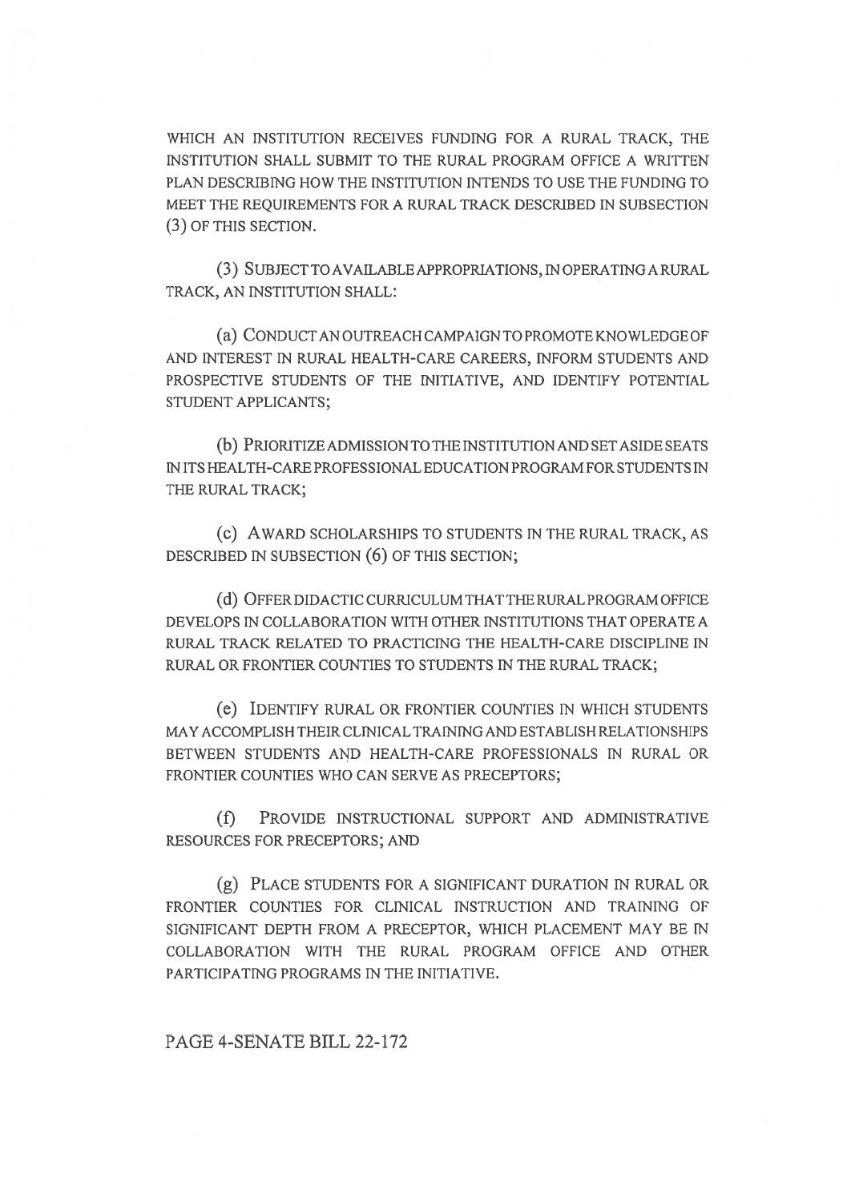WHICH AN INSTITUTION RECEIVES FUNDING FOR A RURAL TRACK, THE INSTITUTION SHALL SUBMIT TO THE RURAL PROGRAM OFFICE A WRITTEN PLAN DESCRIBING HOW THE INSTITUTION INTENDS TO USE THE FUNDING TO MEET THE REQUIREMENTS FOR A RURAL TRACK DESCRIBED IN SUBSECTION (3) OF THIS SECTION.

(3) SUBJECT TO AVAILABLE APPROPRIATIONS, IN OPERATING A RURAL TRACK, AN INSTITUTION SHALL:

(a) CONDUCT AN OUTREACH CAMPAIGN TO PROMOTE KNOWLEDGE OF AND INTEREST IN RURAL HEALTH-CARE CAREERS, INFORM STUDENTS AND PROSPECTIVE STUDENTS OF THE INITIATIVE, AND IDENTIFY POTENTIAL STUDENT APPLICANTS;

(b) PRIORITIZE ADMISSION TO THE INSTITUTION AND SET ASIDE SEATS IN ITS HEALTH-CARE PROFESSIONAL EDUCATION PROGRAM FOR STUDENTS IN THE RURAL TRACK;

(c) AWARD SCHOLARSHIPS TO STUDENTS IN THE RURAL TRACK, AS DESCRIBED IN SUBSECTION (6) OF THIS SECTION;

(d) OFFER DIDACTIC CURRICULUM THAT THE RURAL PROGRAM OFFICE DEVELOPS IN COLLABORATION WITH OTHER INSTITUTIONS THAT OPERATE A RURAL TRACK RELATED TO PRACTICING THE HEALTH-CARE DISCIPLINE IN RURAL OR FRONTIER COUNTIES TO STUDENTS IN THE RURAL TRACK;

(e) IDENTIFY RURAL OR FRONTIER COUNTIES IN WHICH STUDENTS MAY ACCOMPLISH THEIR CLINICAL TRAINING AND ESTABLISH RELATIONSHIPS BETWEEN STUDENTS AND HEALTH-CARE PROFESSIONALS IN RURAL OR FRONTIER COUNTIES WHO CAN SERVE AS PRECEPTORS;

(f) PROVIDE INSTRUCTIONAL SUPPORT AND ADMINISTRATIVE RESOURCES FOR PRECEPTORS; AND

(g) PLACE STUDENTS FOR A SIGNIFICANT DURATION IN RURAL OR FRONTIER COUNTIES FOR CLINICAL INSTRUCTION AND TRAINING OF SIGNIFICANT DEPTH FROM A PRECEPTOR, WHICH PLACEMENT MAY BE IN COLLABORATION WITH THE RURAL PROGRAM OFFICE AND OTHER PARTICIPATING PROGRAMS IN THE INITIATIVE.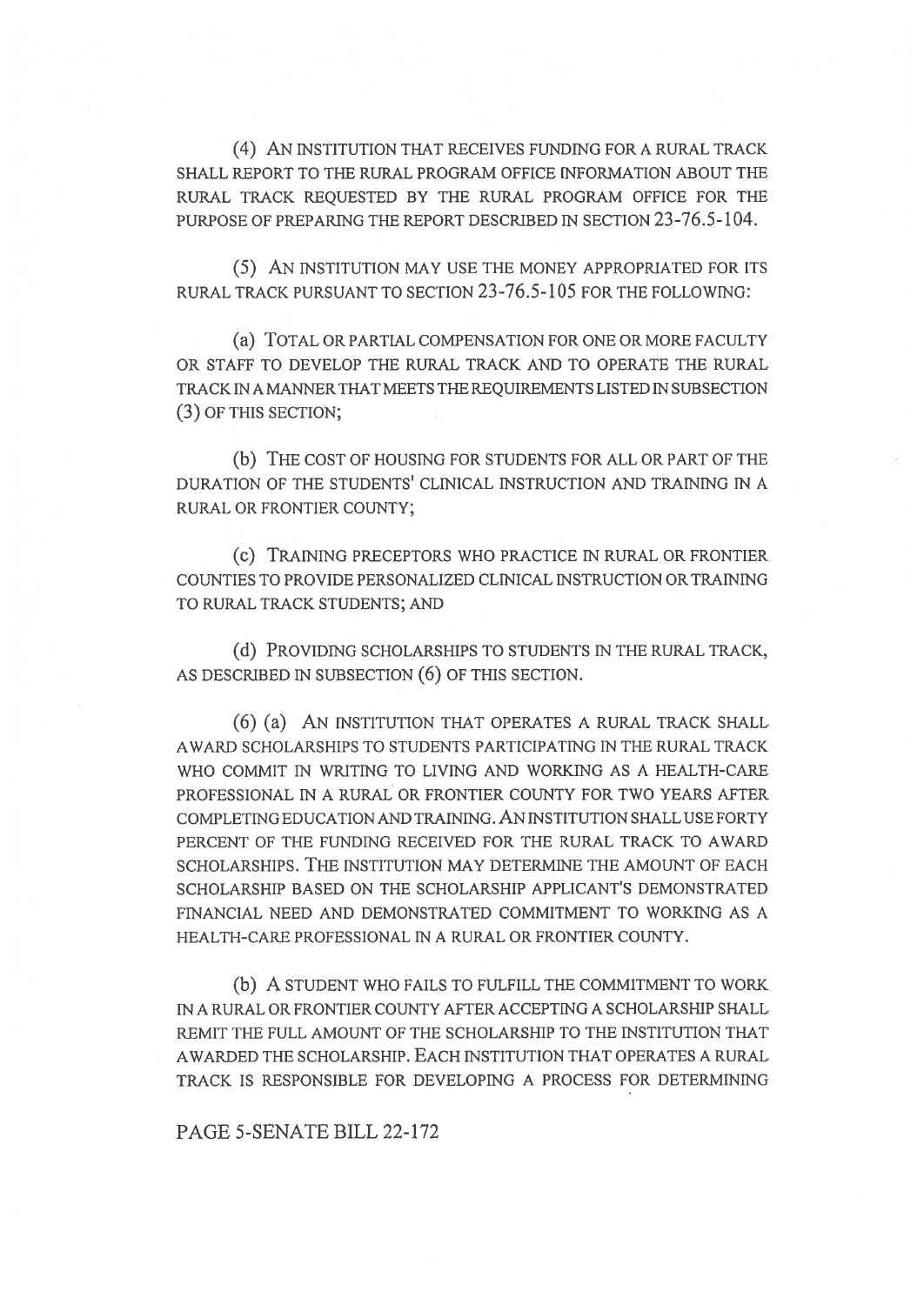(4) AN INSTITUTION THAT RECEIVES FUNDING FOR A RURAL TRACK SHALL REPORT TO THE RURAL PROGRAM OFFICE INFORMATION ABOUT THE RURAL TRACK REQUESTED BY THE RURAL PROGRAM OFFICE FOR THE PURPOSE OF PREPARING THE REPORT DESCRIBED IN SECTION 23-76.5-104.

(5) AN INSTITUTION MAY USE THE MONEY APPROPRIATED FOR ITS RURAL TRACK PURSUANT TO SECTION 23-76.5-105 FOR THE FOLLOWING:

(a) TOTAL OR PARTIAL COMPENSATION FOR ONE OR MORE FACULTY OR STAFF TO DEVELOP THE RURAL TRACK AND TO OPERATE THE RURAL TRACK IN A MANNER THAT MEETS THE REQUIREMENTS LISTED IN SUBSECTION (3) OF THIS SECTION;

(b) THE COST OF HOUSING FOR STUDENTS FOR ALL OR PART OF THE DURATION OF THE STUDENTS' CLINICAL INSTRUCTION AND TRAINING IN A RURAL OR FRONTIER COUNTY;

(c) TRAINING PRECEPTORS WHO PRACTICE IN RURAL OR FRONTIER COUNTIES TO PROVIDE PERSONALIZED CLINICAL INSTRUCTION OR TRAINING TO RURAL TRACK STUDENTS; AND

(d) PROVIDING SCHOLARSHIPS TO STUDENTS IN THE RURAL TRACK, AS DESCRIBED IN SUBSECTION (6) OF THIS SECTION.

(6) (a) AN INSTITUTION THAT OPERATES A RURAL TRACK SHALL AWARD SCHOLARSHIPS TO STUDENTS PARTICIPATING IN THE RURAL TRACK WHO COMMIT IN WRITING TO LIVING AND WORKING AS A HEALTH-CARE PROFESSIONAL IN A RURAL OR FRONTIER COUNTY FOR TWO YEARS AFTER COMPLETING EDUCATION AND TRAINING. AN INSTITUTION SHALL USE FORTY PERCENT OF THE FUNDING RECEIVED FOR THE RURAL TRACK TO AWARD SCHOLARSHIPS. THE INSTITUTION MAY DETERMINE THE AMOUNT OF EACH SCHOLARSHIP BASED ON THE SCHOLARSHIP APPLICANT'S DEMONSTRATED FINANCIAL NEED AND DEMONSTRATED COMMITMENT TO WORKING AS A HEALTH-CARE PROFESSIONAL IN A RURAL OR FRONTIER COUNTY.

(b) A STUDENT WHO FAILS TO FULFILL THE COMMITMENT TO WORK IN A RURAL OR FRONTIER COUNTY AFTER ACCEPTING A SCHOLARSHIP SHALL REMIT THE FULL AMOUNT OF THE SCHOLARSHIP TO THE INSTITUTION THAT AWARDED THE SCHOLARSHIP. EACH INSTITUTION THAT OPERATES A RURAL TRACK IS RESPONSIBLE FOR DEVELOPING A PROCESS FOR DETERMINING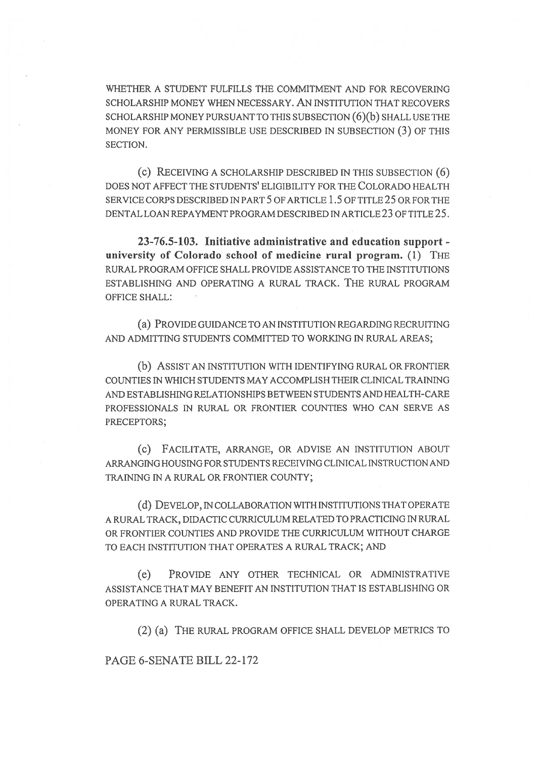WHETHER A STUDENT FULFILLS THE COMMITMENT AND FOR RECOVERING SCHOLARSHIP MONEY WHEN NECESSARY. AN INSTITUTION THAT RECOVERS SCHOLARSHIP MONEY PURSUANT TO THIS SUBSECTION (6)(b) SHALL USE THE MONEY FOR ANY PERMISSIBLE USE DESCRIBED IN SUBSECTION (3) OF THIS SECTION.

(c) RECEIVING A SCHOLARSHIP DESCRIBED IN THIS SUBSECTION (6) DOES NOT AFFECT THE STUDENTS' ELIGIBILITY FOR THE COLORADO HEALTH SERVICE CORPS DESCRIBED IN PART 5 OF ARTICLE 1.5 OF TITLE 25 OR FOR THE DENTAL LOAN REPAYMENT PROGRAM DESCRIBED IN ARTICLE 23 OF TITLE 25.

**23-76.5-103. Initiative administrative and education support - university of Colorado school of medicine rural program.** (1) THE RURAL PROGRAM OFFICE SHALL PROVIDE ASSISTANCE TO THE INSTITUTIONS ESTABLISHING AND OPERATING A RURAL TRACK. THE RURAL PROGRAM OFFICE SHALL:

(a) PROVIDE GUIDANCE TO AN INSTITUTION REGARDING RECRUITING AND ADMITTING STUDENTS COMMITTED TO WORKING IN RURAL AREAS;

(b) ASSIST AN INSTITUTION WITH IDENTIFYING RURAL OR FRONTIER COUNTIES IN WHICH STUDENTS MAY ACCOMPLISH THEIR CLINICAL TRAINING AND ESTABLISHING RELATIONSHIPS BETWEEN STUDENTS AND HEALTH-CARE PROFESSIONALS IN RURAL OR FRONTIER COUNTIES WHO CAN SERVE AS PRECEPTORS;

(c) FACILITATE, ARRANGE, OR ADVISE AN INSTITUTION ABOUT ARRANGING HOUSING FOR STUDENTS RECEIVING CLINICAL INSTRUCTION AND TRAINING IN A RURAL OR FRONTIER COUNTY;

(d) DEVELOP, IN COLLABORATION WITH INSTITUTIONS THAT OPERATE A RURAL TRACK, DIDACTIC CURRICULUM RELATED TO PRACTICING IN RURAL OR FRONTIER COUNTIES AND PROVIDE THE CURRICULUM WITHOUT CHARGE TO EACH INSTITUTION THAT OPERATES A RURAL TRACK; AND

(e) PROVIDE ANY OTHER TECHNICAL OR ADMINISTRATIVE ASSISTANCE THAT MAY BENEFIT AN INSTITUTION THAT IS ESTABLISHING OR OPERATING A RURAL TRACK.

(2) (a) THE RURAL PROGRAM OFFICE SHALL DEVELOP METRICS TO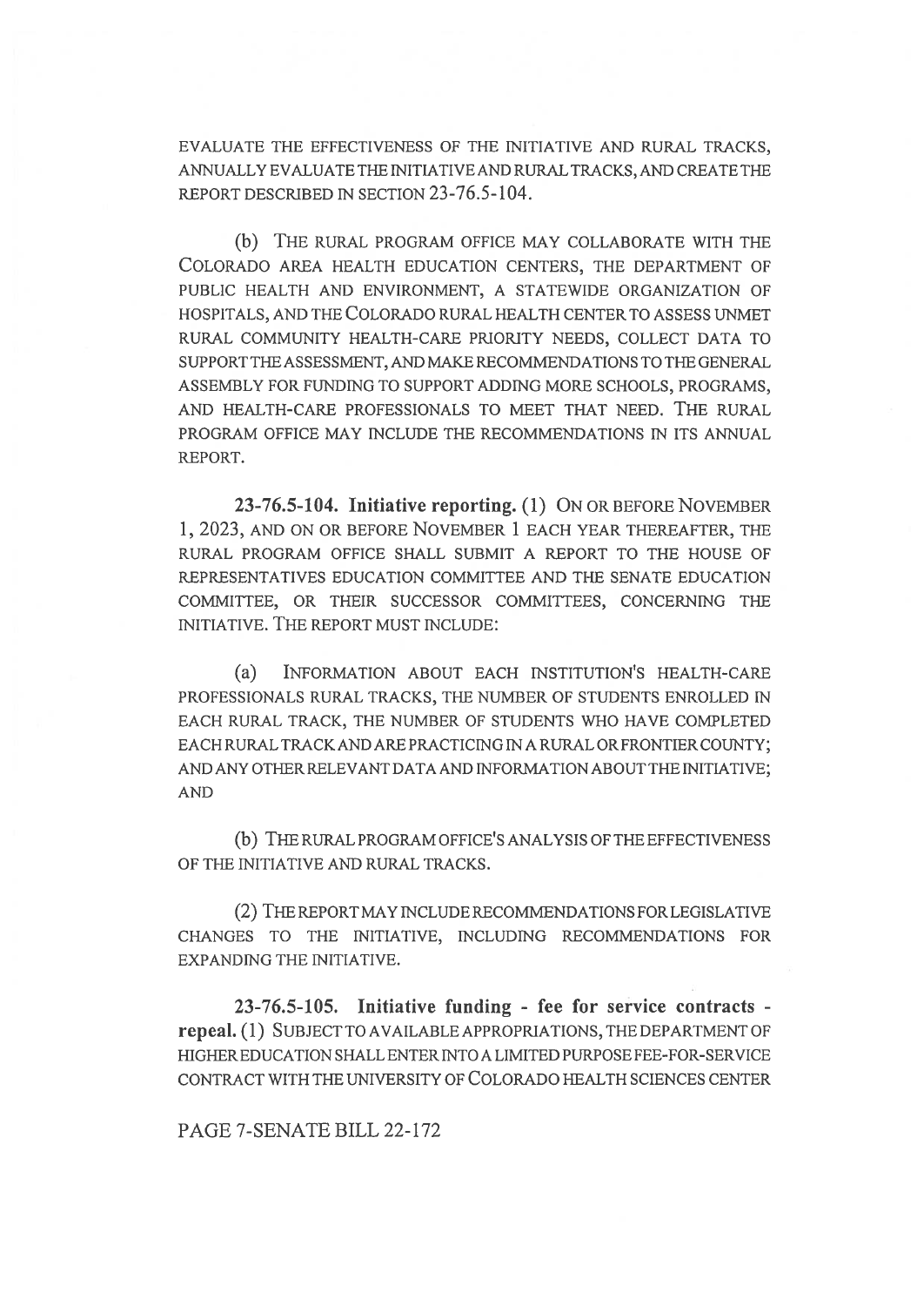EVALUATE THE EFFECTIVENESS OF THE INITIATIVE AND RURAL TRACKS, ANNUALLY EVALUATE THE INITIATIVE AND RURAL TRACKS, AND CREATE THE REPORT DESCRIBED IN SECTION 23-76.5-104.

(b) THE RURAL PROGRAM OFFICE MAY COLLABORATE WITH THE COLORADO AREA HEALTH EDUCATION CENTERS, THE DEPARTMENT OF PUBLIC HEALTH AND ENVIRONMENT, A STATEWIDE ORGANIZATION OF HOSPITALS, AND THE COLORADO RURAL HEALTH CENTER TO ASSESS UNMET RURAL COMMUNITY HEALTH-CARE PRIORITY NEEDS, COLLECT DATA TO SUPPORT THE ASSESSMENT, AND MAKE RECOMMENDATIONS TO THE GENERAL ASSEMBLY FOR FUNDING TO SUPPORT ADDING MORE SCHOOLS, PROGRAMS, AND HEALTH-CARE PROFESSIONALS TO MEET THAT NEED. THE RURAL PROGRAM OFFICE MAY INCLUDE THE RECOMMENDATIONS IN ITS ANNUAL REPORT.

**23-76.5-104. Initiative reporting.** (1) ON OR BEFORE NOVEMBER 1, 2023, AND ON OR BEFORE NOVEMBER 1 EACH YEAR THEREAFTER, THE RURAL PROGRAM OFFICE SHALL SUBMIT A REPORT TO THE HOUSE OF REPRESENTATIVES EDUCATION COMMITTEE AND THE SENATE EDUCATION COMMITTEE, OR THEIR SUCCESSOR COMMITTEES, CONCERNING THE INITIATIVE. THE REPORT MUST INCLUDE:

(a) INFORMATION ABOUT EACH INSTITUTION'S HEALTH-CARE PROFESSIONALS RURAL TRACKS, THE NUMBER OF STUDENTS ENROLLED IN EACH RURAL TRACK, THE NUMBER OF STUDENTS WHO HAVE COMPLETED EACH RURAL TRACK AND ARE PRACTICING IN A RURAL OR FRONTIER COUNTY; AND ANY OTHER RELEVANT DATA AND INFORMATION ABOUT THE INITIATIVE; AND

(b) THE RURAL PROGRAM OFFICE'S ANALYSIS OF THE EFFECTIVENESS OF THE INITIATIVE AND RURAL TRACKS.

(2) THE REPORT MAY INCLUDE RECOMMENDATIONS FOR LEGISLATIVE CHANGES TO THE INITIATIVE, INCLUDING RECOMMENDATIONS FOR EXPANDING THE INITIATIVE.

**23-76.5-105. Initiative funding - fee for service contracts - repeal.** (1) SUBJECT TO AVAILABLE APPROPRIATIONS, THE DEPARTMENT OF HIGHER EDUCATION SHALL ENTER INTO A LIMITED PURPOSE FEE-FOR-SERVICE CONTRACT WITH THE UNIVERSITY OF COLORADO HEALTH SCIENCES CENTER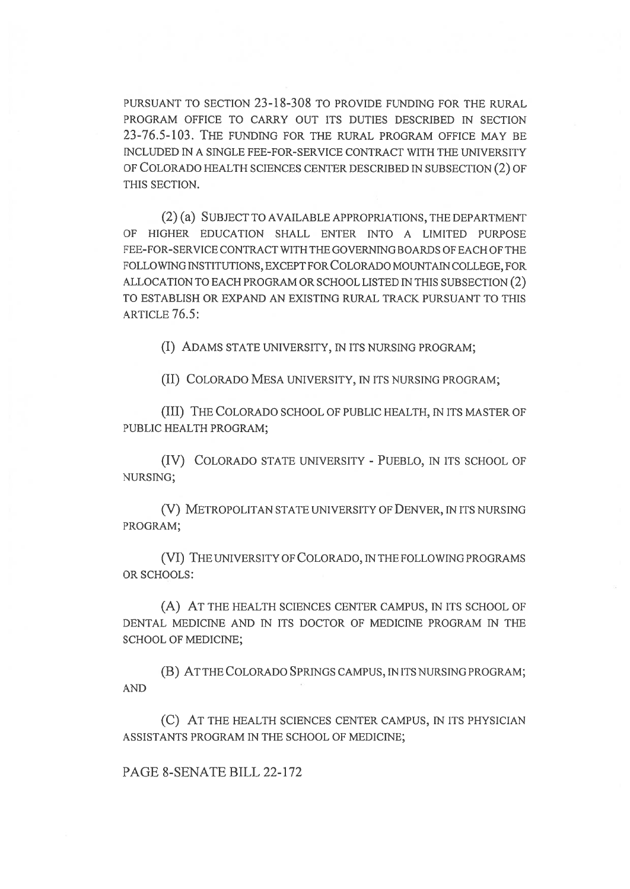PURSUANT TO SECTION 23-18-308 TO PROVIDE FUNDING FOR THE RURAL PROGRAM OFFICE TO CARRY OUT ITS DUTIES DESCRIBED IN SECTION 23-76.5-103. THE FUNDING FOR THE RURAL PROGRAM OFFICE MAY BE INCLUDED IN A SINGLE FEE-FOR-SERVICE CONTRACT WITH THE UNIVERSITY OF COLORADO HEALTH SCIENCES CENTER DESCRIBED IN SUBSECTION (2) OF THIS SECTION.

(2) (a) SUBJECT TO AVAILABLE APPROPRIATIONS, THE DEPARTMENT OF HIGHER EDUCATION SHALL ENTER INTO A LIMITED PURPOSE FEE-FOR-SERVICE CONTRACT WITH THE GOVERNING BOARDS OF EACH OF THE FOLLOWING INSTITUTIONS, EXCEPT FOR COLORADO MOUNTAIN COLLEGE, FOR ALLOCATION TO EACH PROGRAM OR SCHOOL LISTED IN THIS SUBSECTION (2) TO ESTABLISH OR EXPAND AN EXISTING RURAL TRACK PURSUANT TO THIS ARTICLE 76.5:

(I) ADAMS STATE UNIVERSITY, IN ITS NURSING PROGRAM;

(II) COLORADO MESA UNIVERSITY, IN ITS NURSING PROGRAM;

(III) THE COLORADO SCHOOL OF PUBLIC HEALTH, IN ITS MASTER OF PUBLIC HEALTH PROGRAM;

(IV) COLORADO STATE UNIVERSITY - PUEBLO, IN ITS SCHOOL OF NURSING;

(V) METROPOLITAN STATE UNIVERSITY OF DENVER, IN ITS NURSING PROGRAM;

(VI) THE UNIVERSITY OF COLORADO, IN THE FOLLOWING PROGRAMS OR SCHOOLS:

(A) AT THE HEALTH SCIENCES CENTER CAMPUS, IN ITS SCHOOL OF DENTAL MEDICINE AND IN ITS DOCTOR OF MEDICINE PROGRAM IN THE SCHOOL OF MEDICINE;

(B) AT THE COLORADO SPRINGS CAMPUS, IN ITS NURSING PROGRAM; AND

(C) AT THE HEALTH SCIENCES CENTER CAMPUS, IN ITS PHYSICIAN ASSISTANTS PROGRAM IN THE SCHOOL OF MEDICINE;

PAGE 8-SENATE BILL 22-172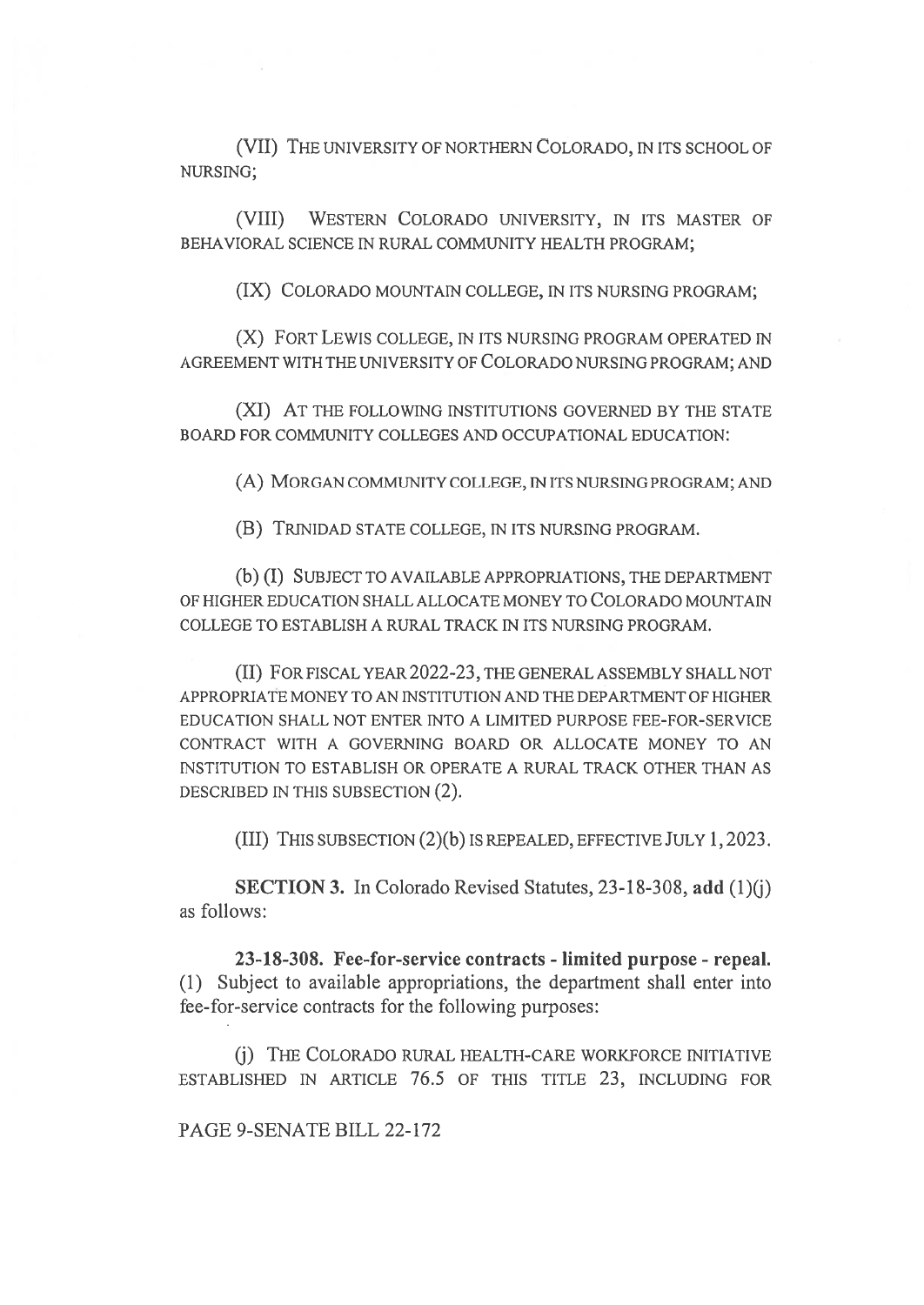(VII) THE UNIVERSITY OF NORTHERN COLORADO, IN ITS SCHOOL OF NURSING;

(VIII) WESTERN COLORADO UNIVERSITY, IN ITS MASTER OF BEHAVIORAL SCIENCE IN RURAL COMMUNITY HEALTH PROGRAM;

(IX) COLORADO MOUNTAIN COLLEGE, IN ITS NURSING PROGRAM;

(X) FORT LEWIS COLLEGE, IN ITS NURSING PROGRAM OPERATED IN AGREEMENT WITH THE UNIVERSITY OF COLORADO NURSING PROGRAM; AND

(XI) AT THE FOLLOWING INSTITUTIONS GOVERNED BY THE STATE BOARD FOR COMMUNITY COLLEGES AND OCCUPATIONAL EDUCATION:

(A) MORGAN COMMUNITY COLLEGE, IN ITS NURSING PROGRAM; AND

(B) TRINIDAD STATE COLLEGE, IN ITS NURSING PROGRAM.

(b) (I) SUBJECT TO AVAILABLE APPROPRIATIONS, THE DEPARTMENT OF HIGHER EDUCATION SHALL ALLOCATE MONEY TO COLORADO MOUNTAIN COLLEGE TO ESTABLISH A RURAL TRACK IN ITS NURSING PROGRAM.

(II) FOR FISCAL YEAR 2022-23, THE GENERAL ASSEMBLY SHALL NOT APPROPRIATE MONEY TO AN INSTITUTION AND THE DEPARTMENT OF HIGHER EDUCATION SHALL NOT ENTER INTO A LIMITED PURPOSE FEE-FOR-SERVICE CONTRACT WITH A GOVERNING BOARD OR ALLOCATE MONEY TO AN INSTITUTION TO ESTABLISH OR OPERATE A RURAL TRACK OTHER THAN AS DESCRIBED IN THIS SUBSECTION (2).

(III) THIS SUBSECTION (2)(b) IS REPEALED, EFFECTIVE JULY 1, 2023.

**SECTION 3.** In Colorado Revised Statutes, 23-18-308, **add** (1)(j) as follows:

**23-18-308. Fee-for-service contracts - limited purpose - repeal.** (1) Subject to available appropriations, the department shall enter into fee-for-service contracts for the following purposes:

(j) THE COLORADO RURAL HEALTH-CARE WORKFORCE INITIATIVE ESTABLISHED IN ARTICLE 76.5 OF THIS TITLE 23, INCLUDING FOR

PAGE 9-SENATE BILL 22-172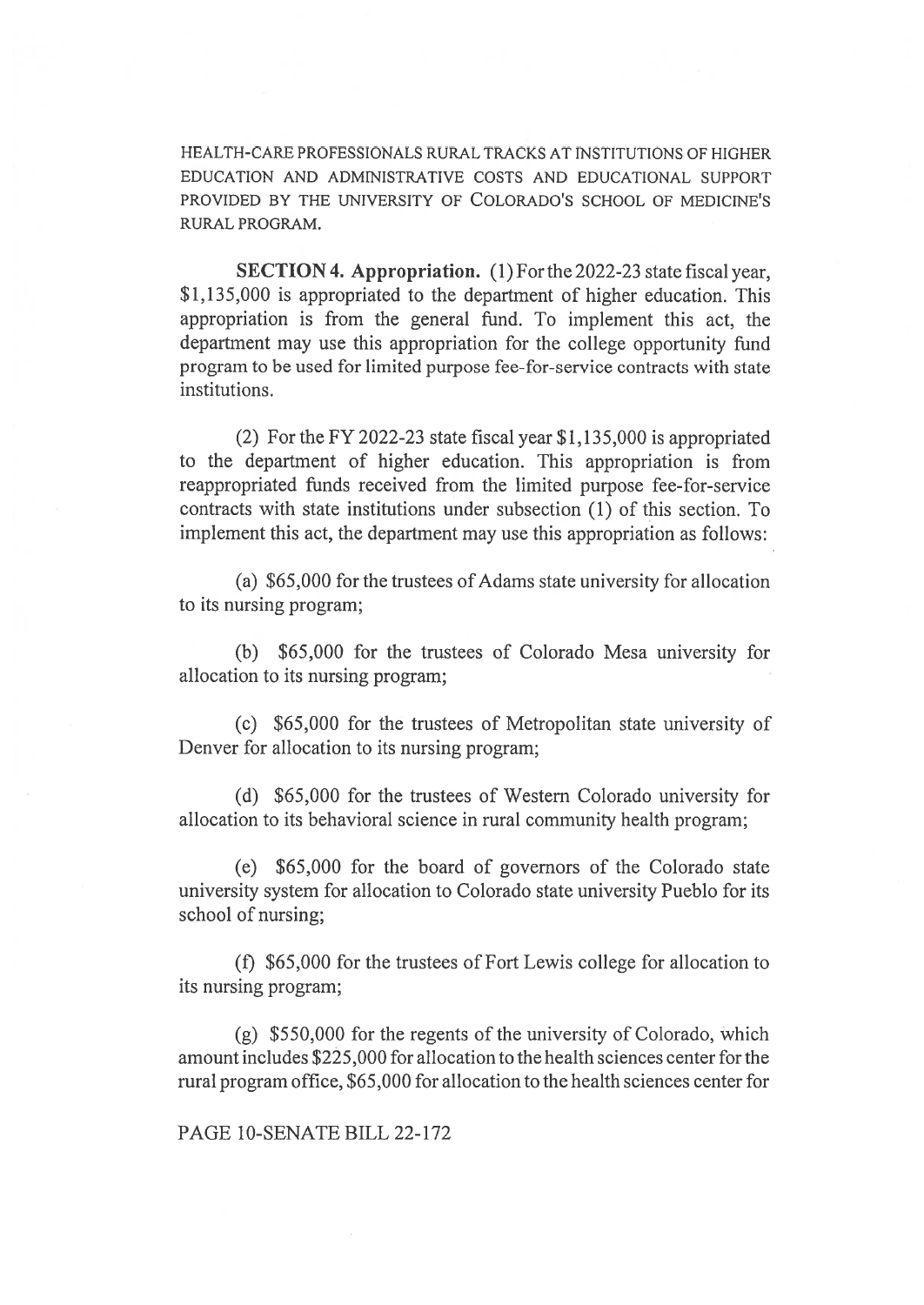HEALTH-CARE PROFESSIONALS RURAL TRACKS AT INSTITUTIONS OF HIGHER EDUCATION AND ADMINISTRATIVE COSTS AND EDUCATIONAL SUPPORT PROVIDED BY THE UNIVERSITY OF COLORADO'S SCHOOL OF MEDICINE'S RURAL PROGRAM.

**SECTION 4. Appropriation.** (1) For the 2022-23 state fiscal year, $1,135,000 is appropriated to the department of higher education. This appropriation is from the general fund. To implement this act, the department may use this appropriation for the college opportunity fund program to be used for limited purpose fee-for-service contracts with state institutions.

(2) For the FY 2022-23 state fiscal year $1,135,000 is appropriated to the department of higher education. This appropriation is from reappropriated funds received from the limited purpose fee-for-service contracts with state institutions under subsection (1) of this section. To implement this act, the department may use this appropriation as follows:

(a) $65,000 for the trustees of Adams state university for allocation to its nursing program;

(b) $65,000 for the trustees of Colorado Mesa university for allocation to its nursing program;

(c) $65,000 for the trustees of Metropolitan state university of Denver for allocation to its nursing program;

(d) $65,000 for the trustees of Western Colorado university for allocation to its behavioral science in rural community health program;

(e) $65,000 for the board of governors of the Colorado state university system for allocation to Colorado state university Pueblo for its school of nursing;

(f) $65,000 for the trustees of Fort Lewis college for allocation to its nursing program;

(g) $550,000 for the regents of the university of Colorado, which amount includes $225,000 for allocation to the health sciences center for the rural program office, $65,000 for allocation to the health sciences center for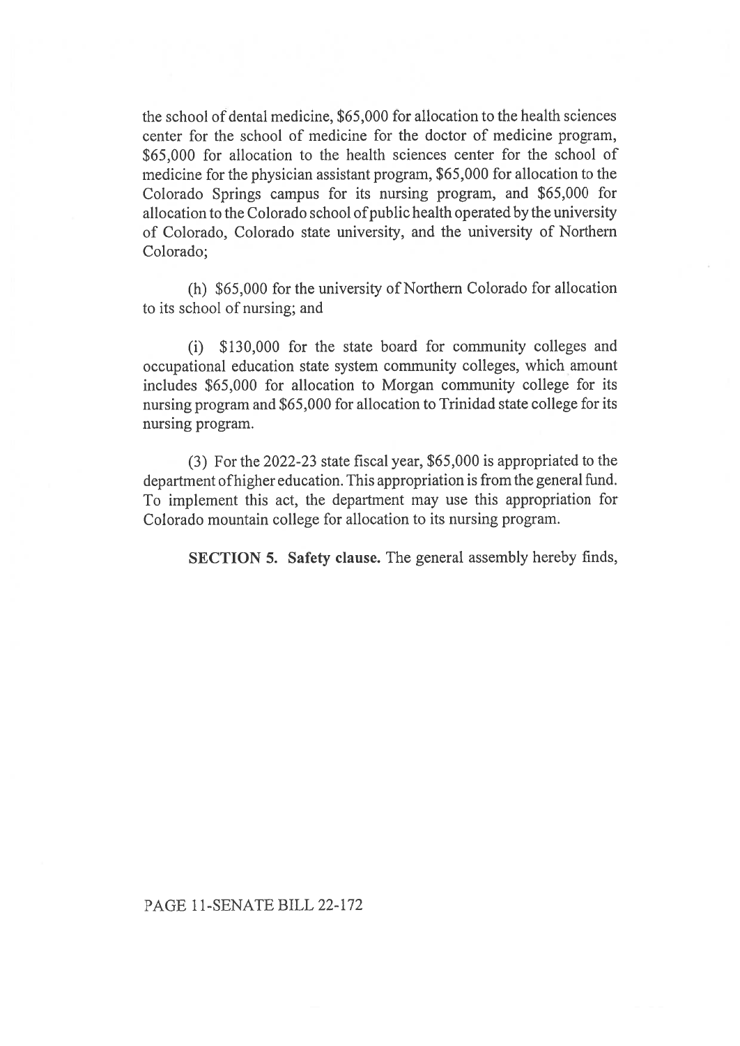the school of dental medicine, $65,000 for allocation to the health sciences center for the school of medicine for the doctor of medicine program, $65,000 for allocation to the health sciences center for the school of medicine for the physician assistant program, $65,000 for allocation to the Colorado Springs campus for its nursing program, and $65,000 for allocation to the Colorado school of public health operated by the university of Colorado, Colorado state university, and the university of Northern Colorado;

(h) $65,000 for the university of Northern Colorado for allocation to its school of nursing; and

(i) $130,000 for the state board for community colleges and occupational education state system community colleges, which amount includes $65,000 for allocation to Morgan community college for its nursing program and $65,000 for allocation to Trinidad state college for its nursing program.

(3) For the 2022-23 state fiscal year, $65,000 is appropriated to the department of higher education. This appropriation is from the general fund. To implement this act, the department may use this appropriation for Colorado mountain college for allocation to its nursing program.

**SECTION 5. Safety clause.** The general assembly hereby finds,

PAGE 11-SENATE BILL 22-172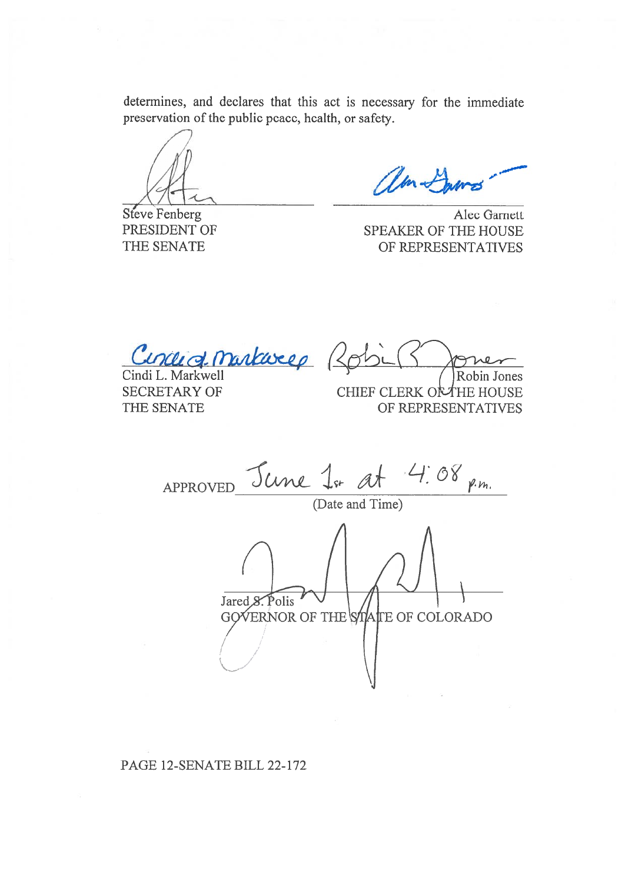determines, and declares that this act is necessary for the immediate preservation of the public peace, health, or safety.

Steve Fenberg
PRESIDENT OF
THE SENATE

Alec Garnett
SPEAKER OF THE HOUSE
OF REPRESENTATIVES

Cindi L. Markwell
SECRETARY OF
THE SENATE

Robin Jones
CHIEF CLERK OF THE HOUSE
OF REPRESENTATIVES

APPROVED June 1st at 4:08 p.m.
(Date and Time)

Jared S. Polis
GOVERNOR OF THE STATE OF COLORADO

PAGE 12-SENATE BILL 22-172